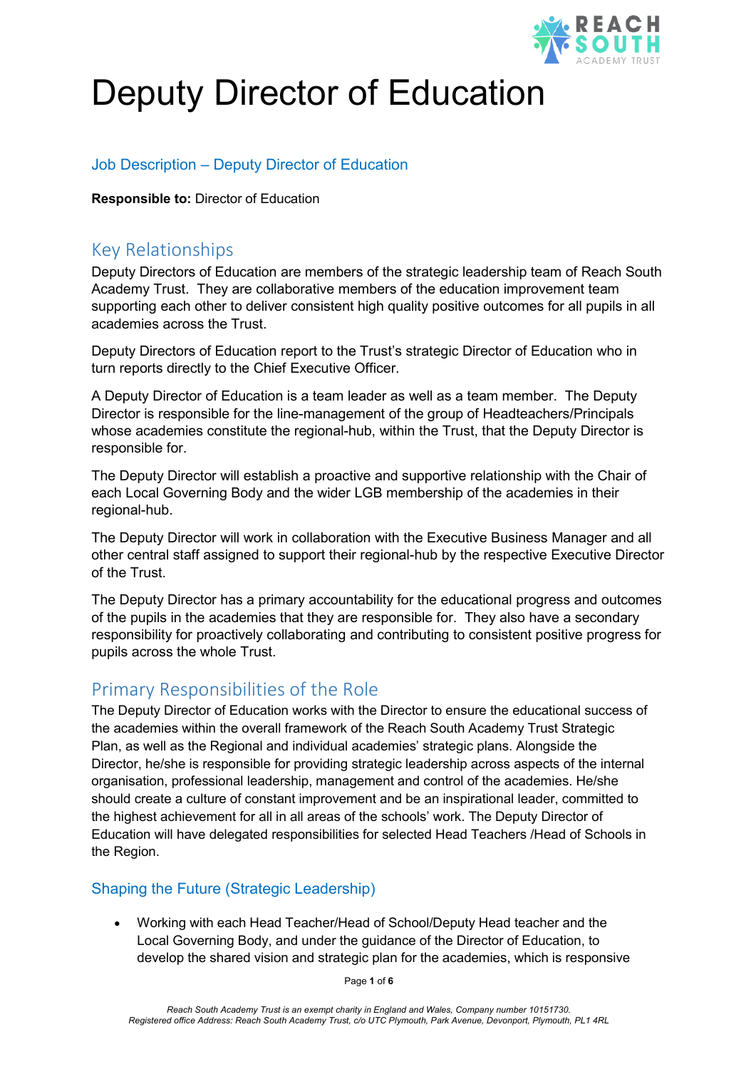# Deputy Director of Education

## Job Description – Deputy Director of Education

**Responsible to:** Director of Education

## Key Relationships

Deputy Directors of Education are members of the strategic leadership team of Reach South Academy Trust. They are collaborative members of the education improvement team supporting each other to deliver consistent high quality positive outcomes for all pupils in all academies across the Trust.

Deputy Directors of Education report to the Trust's strategic Director of Education who in turn reports directly to the Chief Executive Officer.

A Deputy Director of Education is a team leader as well as a team member. The Deputy Director is responsible for the line-management of the group of Headteachers/Principals whose academies constitute the regional-hub, within the Trust, that the Deputy Director is responsible for.

The Deputy Director will establish a proactive and supportive relationship with the Chair of each Local Governing Body and the wider LGB membership of the academies in their regional-hub.

The Deputy Director will work in collaboration with the Executive Business Manager and all other central staff assigned to support their regional-hub by the respective Executive Director of the Trust.

The Deputy Director has a primary accountability for the educational progress and outcomes of the pupils in the academies that they are responsible for. They also have a secondary responsibility for proactively collaborating and contributing to consistent positive progress for pupils across the whole Trust.

## Primary Responsibilities of the Role

The Deputy Director of Education works with the Director to ensure the educational success of the academies within the overall framework of the Reach South Academy Trust Strategic Plan, as well as the Regional and individual academies' strategic plans. Alongside the Director, he/she is responsible for providing strategic leadership across aspects of the internal organisation, professional leadership, management and control of the academies. He/she should create a culture of constant improvement and be an inspirational leader, committed to the highest achievement for all in all areas of the schools' work. The Deputy Director of Education will have delegated responsibilities for selected Head Teachers /Head of Schools in the Region.

### Shaping the Future (Strategic Leadership)

- Working with each Head Teacher/Head of School/Deputy Head teacher and the Local Governing Body, and under the guidance of the Director of Education, to develop the shared vision and strategic plan for the academies, which is responsive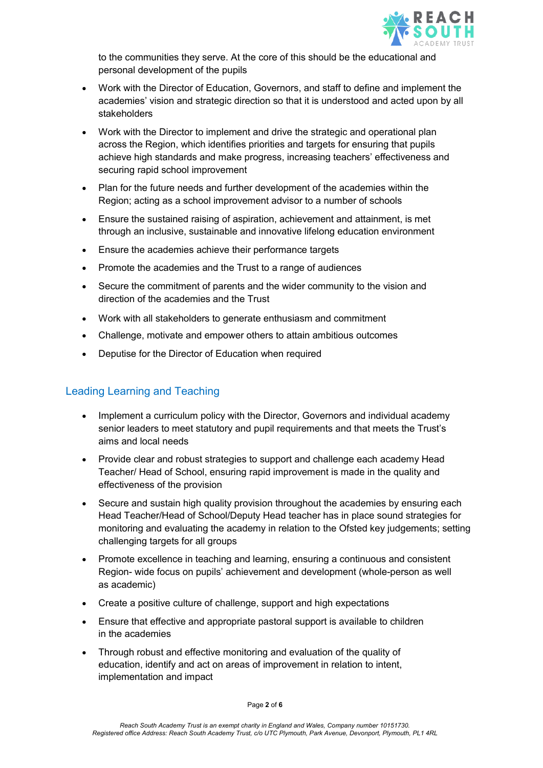to the communities they serve. At the core of this should be the educational and personal development of the pupils

- Work with the Director of Education, Governors, and staff to define and implement the academies' vision and strategic direction so that it is understood and acted upon by all stakeholders
- Work with the Director to implement and drive the strategic and operational plan across the Region, which identifies priorities and targets for ensuring that pupils achieve high standards and make progress, increasing teachers' effectiveness and securing rapid school improvement
- Plan for the future needs and further development of the academies within the Region; acting as a school improvement advisor to a number of schools
- Ensure the sustained raising of aspiration, achievement and attainment, is met through an inclusive, sustainable and innovative lifelong education environment
- Ensure the academies achieve their performance targets
- Promote the academies and the Trust to a range of audiences
- Secure the commitment of parents and the wider community to the vision and direction of the academies and the Trust
- Work with all stakeholders to generate enthusiasm and commitment
- Challenge, motivate and empower others to attain ambitious outcomes
- Deputise for the Director of Education when required

## Leading Learning and Teaching

- Implement a curriculum policy with the Director, Governors and individual academy senior leaders to meet statutory and pupil requirements and that meets the Trust's aims and local needs
- Provide clear and robust strategies to support and challenge each academy Head Teacher/ Head of School, ensuring rapid improvement is made in the quality and effectiveness of the provision
- Secure and sustain high quality provision throughout the academies by ensuring each Head Teacher/Head of School/Deputy Head teacher has in place sound strategies for monitoring and evaluating the academy in relation to the Ofsted key judgements; setting challenging targets for all groups
- Promote excellence in teaching and learning, ensuring a continuous and consistent Region- wide focus on pupils' achievement and development (whole-person as well as academic)
- Create a positive culture of challenge, support and high expectations
- Ensure that effective and appropriate pastoral support is available to children in the academies
- Through robust and effective monitoring and evaluation of the quality of education, identify and act on areas of improvement in relation to intent, implementation and impact

*Reach South Academy Trust is an exempt charity in England and Wales, Company number 10151730.*
*Registered office Address: Reach South Academy Trust, c/o UTC Plymouth, Park Avenue, Devonport, Plymouth, PL1 4RL*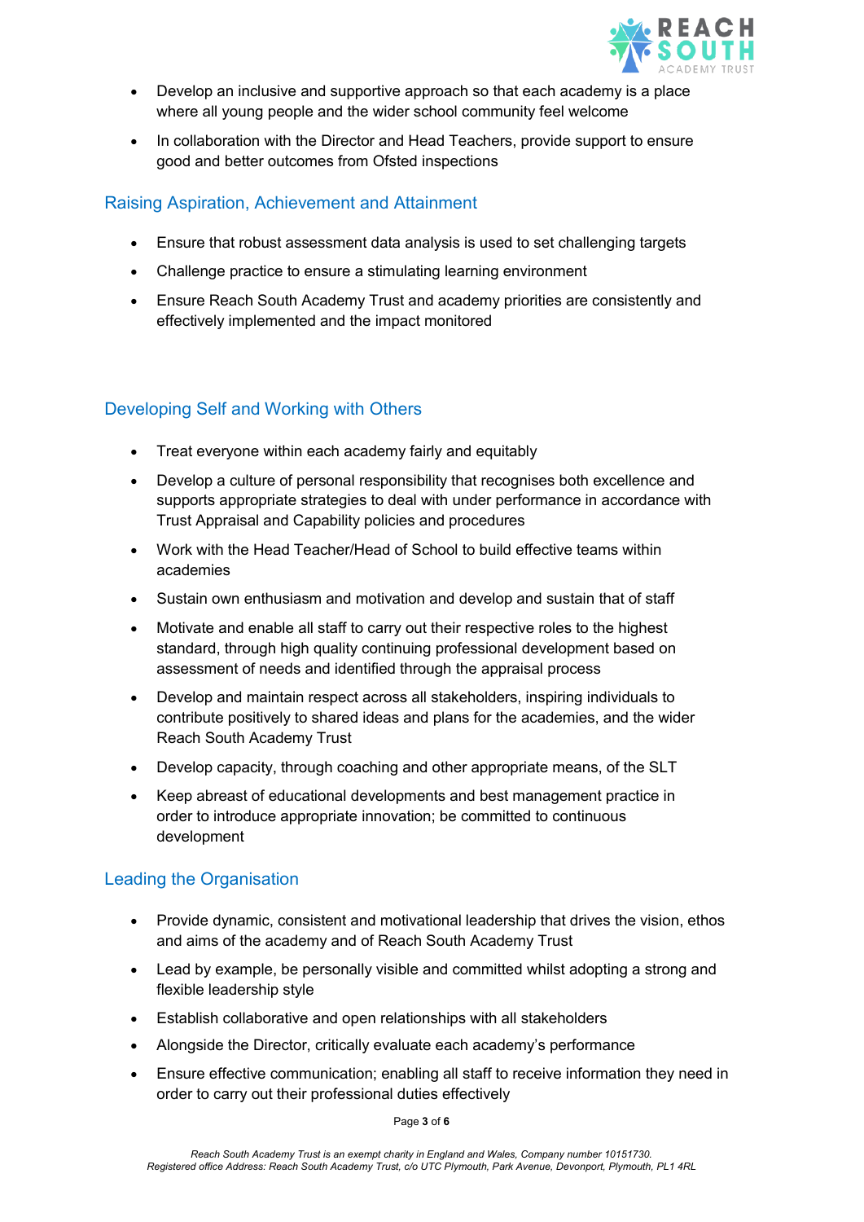- Develop an inclusive and supportive approach so that each academy is a place where all young people and the wider school community feel welcome
- In collaboration with the Director and Head Teachers, provide support to ensure good and better outcomes from Ofsted inspections

## Raising Aspiration, Achievement and Attainment

- Ensure that robust assessment data analysis is used to set challenging targets
- Challenge practice to ensure a stimulating learning environment
- Ensure Reach South Academy Trust and academy priorities are consistently and effectively implemented and the impact monitored

## Developing Self and Working with Others

- Treat everyone within each academy fairly and equitably
- Develop a culture of personal responsibility that recognises both excellence and supports appropriate strategies to deal with under performance in accordance with Trust Appraisal and Capability policies and procedures
- Work with the Head Teacher/Head of School to build effective teams within academies
- Sustain own enthusiasm and motivation and develop and sustain that of staff
- Motivate and enable all staff to carry out their respective roles to the highest standard, through high quality continuing professional development based on assessment of needs and identified through the appraisal process
- Develop and maintain respect across all stakeholders, inspiring individuals to contribute positively to shared ideas and plans for the academies, and the wider Reach South Academy Trust
- Develop capacity, through coaching and other appropriate means, of the SLT
- Keep abreast of educational developments and best management practice in order to introduce appropriate innovation; be committed to continuous development

## Leading the Organisation

- Provide dynamic, consistent and motivational leadership that drives the vision, ethos and aims of the academy and of Reach South Academy Trust
- Lead by example, be personally visible and committed whilst adopting a strong and flexible leadership style
- Establish collaborative and open relationships with all stakeholders
- Alongside the Director, critically evaluate each academy's performance
- Ensure effective communication; enabling all staff to receive information they need in order to carry out their professional duties effectively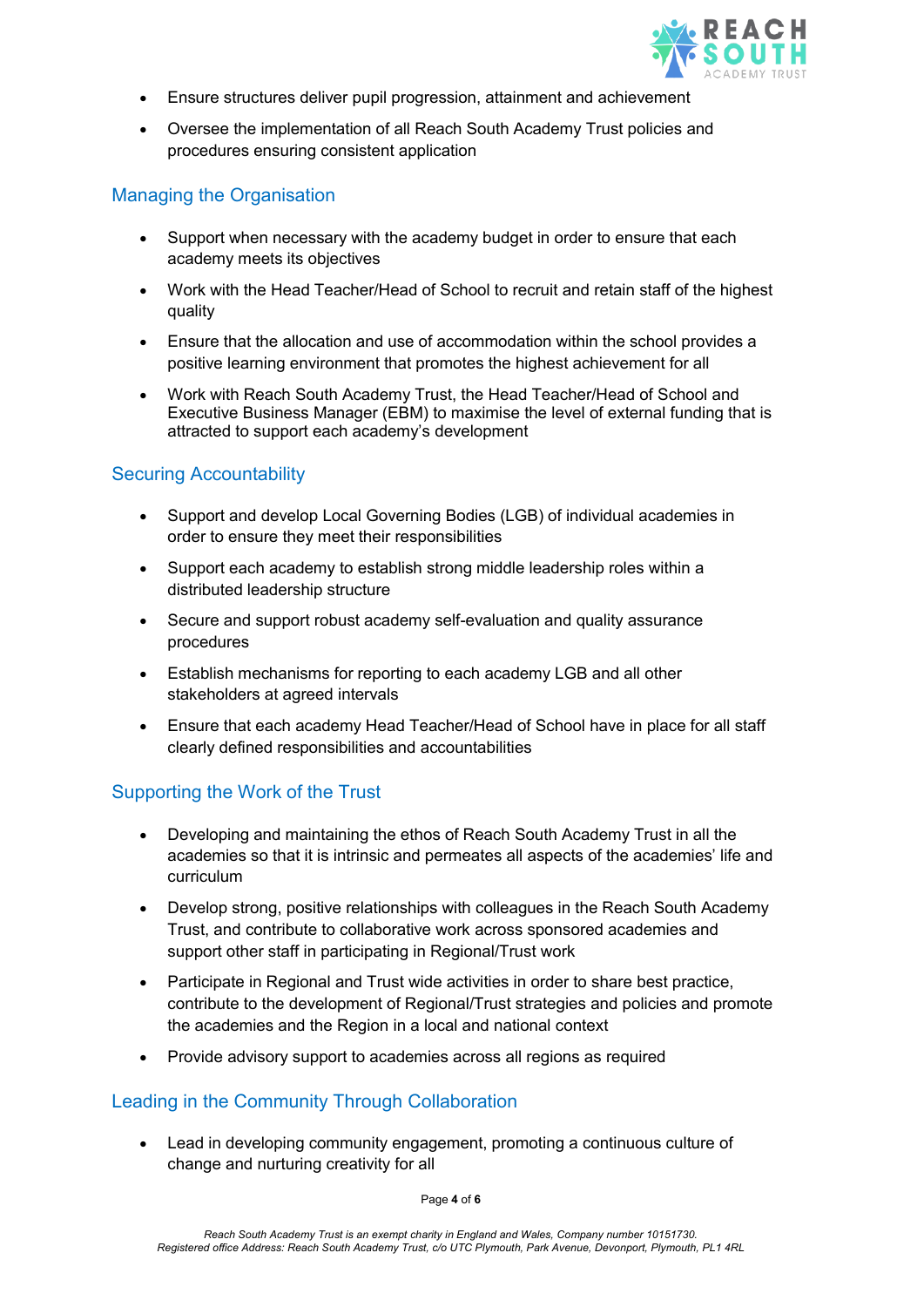- Ensure structures deliver pupil progression, attainment and achievement
- Oversee the implementation of all Reach South Academy Trust policies and procedures ensuring consistent application

## Managing the Organisation

- Support when necessary with the academy budget in order to ensure that each academy meets its objectives
- Work with the Head Teacher/Head of School to recruit and retain staff of the highest quality
- Ensure that the allocation and use of accommodation within the school provides a positive learning environment that promotes the highest achievement for all
- Work with Reach South Academy Trust, the Head Teacher/Head of School and Executive Business Manager (EBM) to maximise the level of external funding that is attracted to support each academy's development

## Securing Accountability

- Support and develop Local Governing Bodies (LGB) of individual academies in order to ensure they meet their responsibilities
- Support each academy to establish strong middle leadership roles within a distributed leadership structure
- Secure and support robust academy self-evaluation and quality assurance procedures
- Establish mechanisms for reporting to each academy LGB and all other stakeholders at agreed intervals
- Ensure that each academy Head Teacher/Head of School have in place for all staff clearly defined responsibilities and accountabilities

## Supporting the Work of the Trust

- Developing and maintaining the ethos of Reach South Academy Trust in all the academies so that it is intrinsic and permeates all aspects of the academies' life and curriculum
- Develop strong, positive relationships with colleagues in the Reach South Academy Trust, and contribute to collaborative work across sponsored academies and support other staff in participating in Regional/Trust work
- Participate in Regional and Trust wide activities in order to share best practice, contribute to the development of Regional/Trust strategies and policies and promote the academies and the Region in a local and national context
- Provide advisory support to academies across all regions as required

## Leading in the Community Through Collaboration

- Lead in developing community engagement, promoting a continuous culture of change and nurturing creativity for all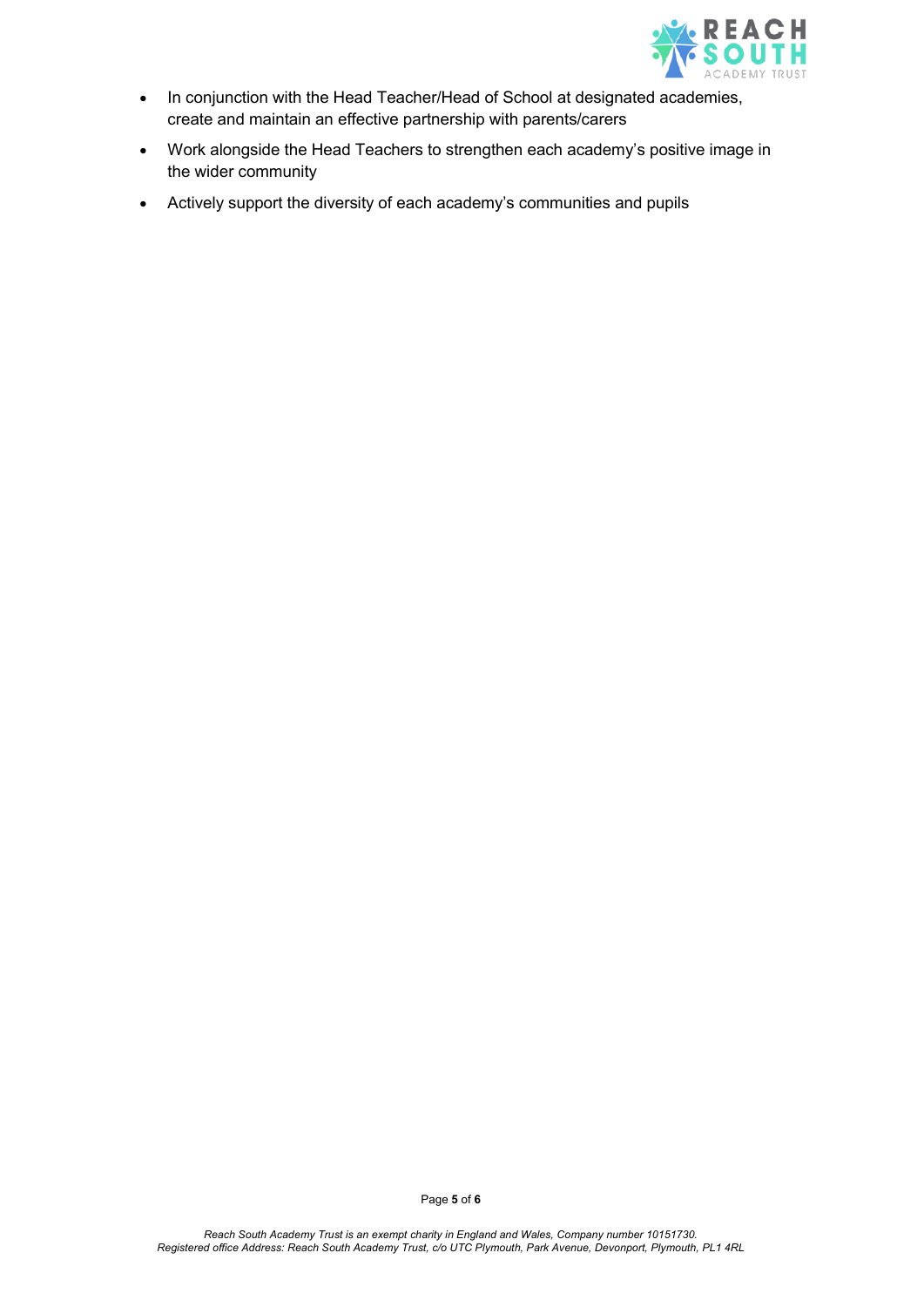- In conjunction with the Head Teacher/Head of School at designated academies, create and maintain an effective partnership with parents/carers
- Work alongside the Head Teachers to strengthen each academy's positive image in the wider community
- Actively support the diversity of each academy's communities and pupils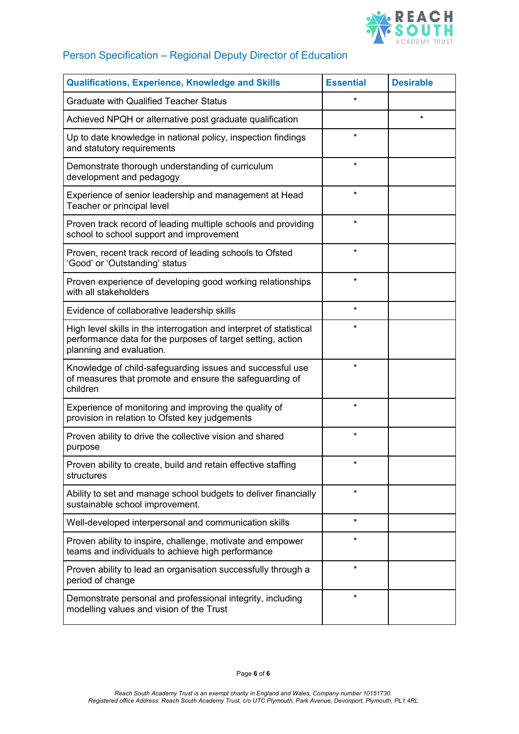## Person Specification – Regional Deputy Director of Education

| Qualifications, Experience, Knowledge and Skills | Essential | Desirable |
|---|---|---|
| Graduate with Qualified Teacher Status | * | |
| Achieved NPQH or alternative post graduate qualification | | * |
| Up to date knowledge in national policy, inspection findings and statutory requirements | * | |
| Demonstrate thorough understanding of curriculum development and pedagogy | * | |
| Experience of senior leadership and management at Head Teacher or principal level | * | |
| Proven track record of leading multiple schools and providing school to school support and improvement | * | |
| Proven, recent track record of leading schools to Ofsted 'Good' or 'Outstanding' status | * | |
| Proven experience of developing good working relationships with all stakeholders | * | |
| Evidence of collaborative leadership skills | * | |
| High level skills in the interrogation and interpret of statistical performance data for the purposes of target setting, action planning and evaluation. | * | |
| Knowledge of child-safeguarding issues and successful use of measures that promote and ensure the safeguarding of children | * | |
| Experience of monitoring and improving the quality of provision in relation to Ofsted key judgements | * | |
| Proven ability to drive the collective vision and shared purpose | * | |
| Proven ability to create, build and retain effective staffing structures | * | |
| Ability to set and manage school budgets to deliver financially sustainable school improvement. | * | |
| Well-developed interpersonal and communication skills | * | |
| Proven ability to inspire, challenge, motivate and empower teams and individuals to achieve high performance | * | |
| Proven ability to lead an organisation successfully through a period of change | * | |
| Demonstrate personal and professional integrity, including modelling values and vision of the Trust | * | |

*Reach South Academy Trust is an exempt charity in England and Wales, Company number 10151730.*
*Registered office Address: Reach South Academy Trust, c/o UTC Plymouth, Park Avenue, Devonport, Plymouth, PL1 4RL*